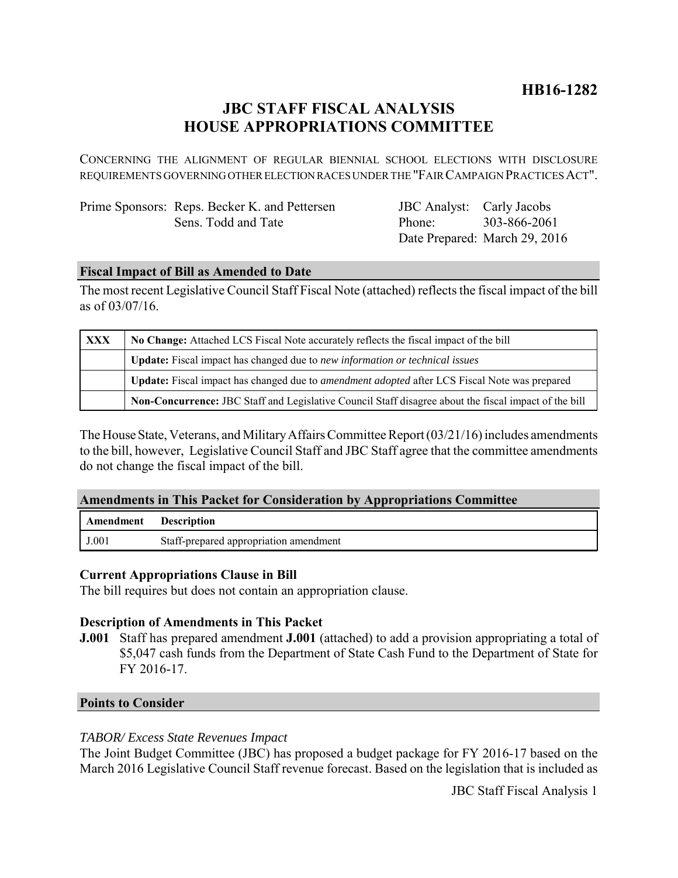**HB16-1282**

# JBC STAFF FISCAL ANALYSIS
# HOUSE APPROPRIATIONS COMMITTEE

CONCERNING THE ALIGNMENT OF REGULAR BIENNIAL SCHOOL ELECTIONS WITH DISCLOSURE REQUIREMENTS GOVERNING OTHER ELECTION RACES UNDER THE "FAIR CAMPAIGN PRACTICES ACT".

| | | | |
|---|---|---|---|
| Prime Sponsors: | Reps. Becker K. and Pettersen | JBC Analyst: | Carly Jacobs |
| | Sens. Todd and Tate | Phone: | 303-866-2061 |
| | | Date Prepared: | March 29, 2016 |

## Fiscal Impact of Bill as Amended to Date

The most recent Legislative Council Staff Fiscal Note (attached) reflects the fiscal impact of the bill as of 03/07/16.

| | |
|---|---|
| XXX | **No Change:** Attached LCS Fiscal Note accurately reflects the fiscal impact of the bill |
| | **Update:** Fiscal impact has changed due to *new information or technical issues* |
| | **Update:** Fiscal impact has changed due to *amendment adopted* after LCS Fiscal Note was prepared |
| | **Non-Concurrence:** JBC Staff and Legislative Council Staff disagree about the fiscal impact of the bill |

The House State, Veterans, and Military Affairs Committee Report (03/21/16) includes amendments to the bill, however, Legislative Council Staff and JBC Staff agree that the committee amendments do not change the fiscal impact of the bill.

## Amendments in This Packet for Consideration by Appropriations Committee

| Amendment | Description |
|---|---|
| J.001 | Staff-prepared appropriation amendment |

### Current Appropriations Clause in Bill

The bill requires but does not contain an appropriation clause.

### Description of Amendments in This Packet

**J.001** Staff has prepared amendment **J.001** (attached) to add a provision appropriating a total of $5,047 cash funds from the Department of State Cash Fund to the Department of State for FY 2016-17.

## Points to Consider

*TABOR/ Excess State Revenues Impact*

The Joint Budget Committee (JBC) has proposed a budget package for FY 2016-17 based on the March 2016 Legislative Council Staff revenue forecast. Based on the legislation that is included as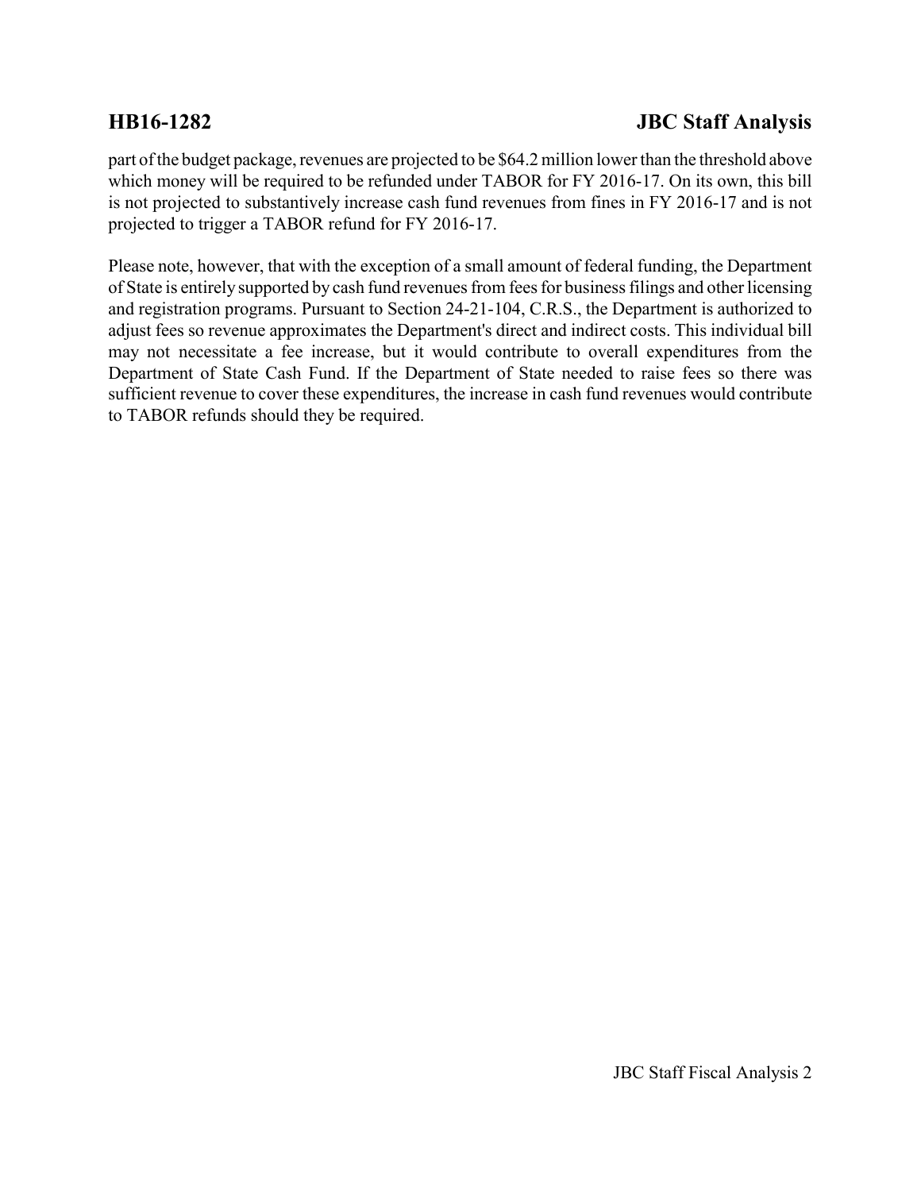part of the budget package, revenues are projected to be $64.2 million lower than the threshold above which money will be required to be refunded under TABOR for FY 2016-17. On its own, this bill is not projected to substantively increase cash fund revenues from fines in FY 2016-17 and is not projected to trigger a TABOR refund for FY 2016-17.

Please note, however, that with the exception of a small amount of federal funding, the Department of State is entirely supported by cash fund revenues from fees for business filings and other licensing and registration programs. Pursuant to Section 24-21-104, C.R.S., the Department is authorized to adjust fees so revenue approximates the Department's direct and indirect costs. This individual bill may not necessitate a fee increase, but it would contribute to overall expenditures from the Department of State Cash Fund. If the Department of State needed to raise fees so there was sufficient revenue to cover these expenditures, the increase in cash fund revenues would contribute to TABOR refunds should they be required.